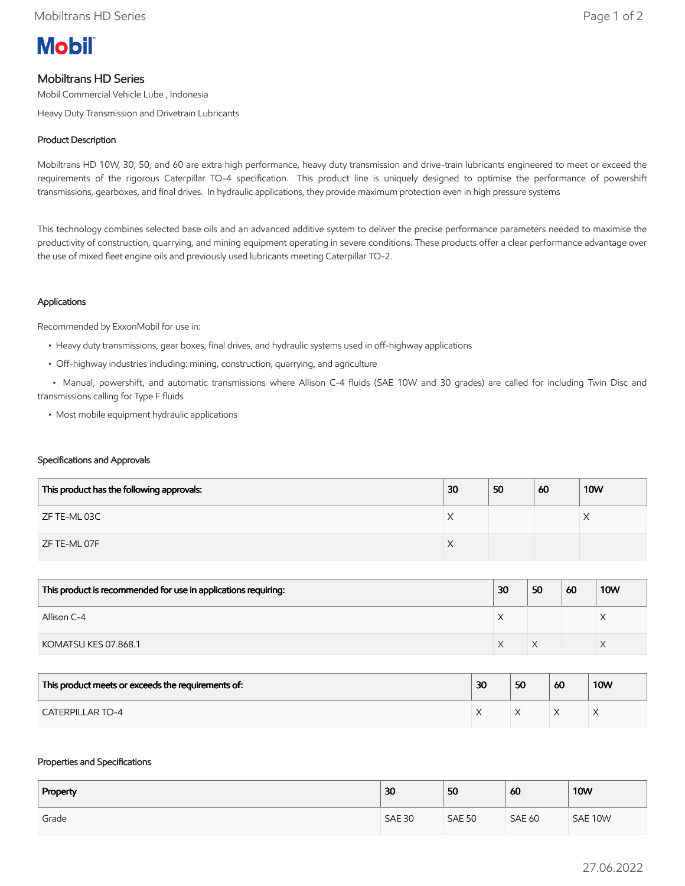# Mobil

## Mobiltrans HD Series

Mobil Commercial Vehicle Lube , Indonesia

Heavy Duty Transmission and Drivetrain Lubricants

### Product Description

Mobiltrans HD 10W, 30, 50, and 60 are extra high performance, heavy duty transmission and drive-train lubricants engineered to meet or exceed the requirements of the rigorous Caterpillar TO-4 specification. This product line is uniquely designed to optimise the performance of powershift transmissions, gearboxes, and final drives. In hydraulic applications, they provide maximum protection even in high pressure systems

This technology combines selected base oils and an advanced additive system to deliver the precise performance parameters needed to maximise the productivity of construction, quarrying, and mining equipment operating in severe conditions. These products offer a clear performance advantage over the use of mixed fleet engine oils and previously used lubricants meeting Caterpillar TO-2.

### Applications

Recommended by ExxonMobil for use in:

- Heavy duty transmissions, gear boxes, final drives, and hydraulic systems used in off-highway applications
- Off-highway industries including: mining, construction, quarrying, and agriculture
- Manual, powershift, and automatic transmissions where Allison C-4 fluids (SAE 10W and 30 grades) are called for including Twin Disc and transmissions calling for Type F fluids
- Most mobile equipment hydraulic applications

### Specifications and Approvals

| This product has the following approvals: | 30 | 50 | 60 | 10W |
|---|---|---|---|---|
| ZF TE-ML 03C | X | | | X |
| ZF TE-ML 07F | X | | | |

| This product is recommended for use in applications requiring: | 30 | 50 | 60 | 10W |
|---|---|---|---|---|
| Allison C-4 | X | | | X |
| KOMATSU KES 07.868.1 | X | X | | X |

| This product meets or exceeds the requirements of: | 30 | 50 | 60 | 10W |
|---|---|---|---|---|
| CATERPILLAR TO-4 | X | X | X | X |

### Properties and Specifications

| Property | 30 | 50 | 60 | 10W |
|---|---|---|---|---|
| Grade | SAE 30 | SAE 50 | SAE 60 | SAE 10W |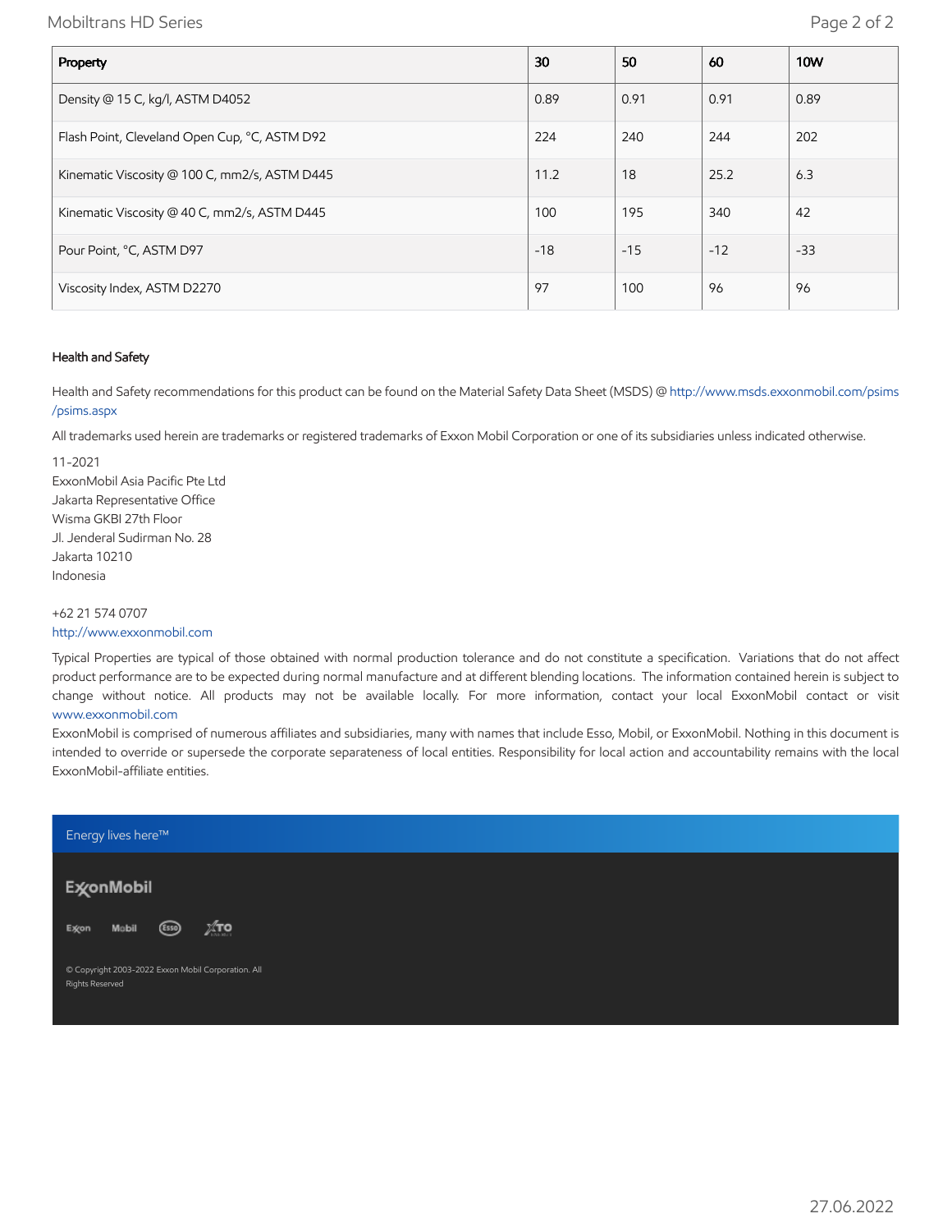| Property | 30 | 50 | 60 | 10W |
|---|---|---|---|---|
| Density @ 15 C, kg/l, ASTM D4052 | 0.89 | 0.91 | 0.91 | 0.89 |
| Flash Point, Cleveland Open Cup, °C, ASTM D92 | 224 | 240 | 244 | 202 |
| Kinematic Viscosity @ 100 C, mm2/s, ASTM D445 | 11.2 | 18 | 25.2 | 6.3 |
| Kinematic Viscosity @ 40 C, mm2/s, ASTM D445 | 100 | 195 | 340 | 42 |
| Pour Point, °C, ASTM D97 | -18 | -15 | -12 | -33 |
| Viscosity Index, ASTM D2270 | 97 | 100 | 96 | 96 |

### Health and Safety

Health and Safety recommendations for this product can be found on the Material Safety Data Sheet (MSDS) @ http://www.msds.exxonmobil.com/psims/psims.aspx

All trademarks used herein are trademarks or registered trademarks of Exxon Mobil Corporation or one of its subsidiaries unless indicated otherwise.

11-2021
ExxonMobil Asia Pacific Pte Ltd
Jakarta Representative Office
Wisma GKBI 27th Floor
Jl. Jenderal Sudirman No. 28
Jakarta 10210
Indonesia

+62 21 574 0707
http://www.exxonmobil.com

Typical Properties are typical of those obtained with normal production tolerance and do not constitute a specification. Variations that do not affect product performance are to be expected during normal manufacture and at different blending locations. The information contained herein is subject to change without notice. All products may not be available locally. For more information, contact your local ExxonMobil contact or visit www.exxonmobil.com

ExxonMobil is comprised of numerous affiliates and subsidiaries, many with names that include Esso, Mobil, or ExxonMobil. Nothing in this document is intended to override or supersede the corporate separateness of local entities. Responsibility for local action and accountability remains with the local ExxonMobil-affiliate entities.

Energy lives here™

ExxonMobil

Exxon Mobil Esso XTO

© Copyright 2003-2022 Exxon Mobil Corporation. All Rights Reserved